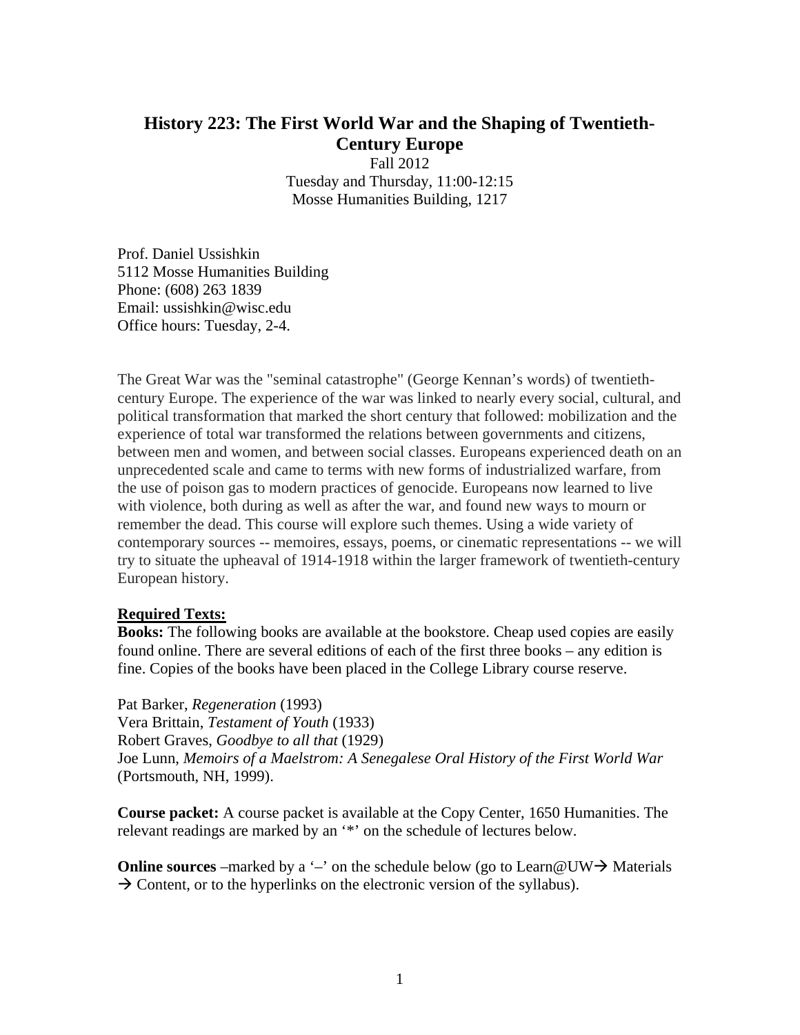# History 223: The First World War and the Shaping of Twentieth-Century Europe

Fall 2012
Tuesday and Thursday, 11:00-12:15
Mosse Humanities Building, 1217

Prof. Daniel Ussishkin
5112 Mosse Humanities Building
Phone: (608) 263 1839
Email: ussishkin@wisc.edu
Office hours: Tuesday, 2-4.

The Great War was the "seminal catastrophe" (George Kennan's words) of twentieth-century Europe. The experience of the war was linked to nearly every social, cultural, and political transformation that marked the short century that followed: mobilization and the experience of total war transformed the relations between governments and citizens, between men and women, and between social classes. Europeans experienced death on an unprecedented scale and came to terms with new forms of industrialized warfare, from the use of poison gas to modern practices of genocide. Europeans now learned to live with violence, both during as well as after the war, and found new ways to mourn or remember the dead. This course will explore such themes. Using a wide variety of contemporary sources -- memoires, essays, poems, or cinematic representations -- we will try to situate the upheaval of 1914-1918 within the larger framework of twentieth-century European history.

**Required Texts:**

**Books:** The following books are available at the bookstore. Cheap used copies are easily found online. There are several editions of each of the first three books – any edition is fine. Copies of the books have been placed in the College Library course reserve.

Pat Barker, *Regeneration* (1993)
Vera Brittain, *Testament of Youth* (1933)
Robert Graves, *Goodbye to all that* (1929)
Joe Lunn, *Memoirs of a Maelstrom: A Senegalese Oral History of the First World War* (Portsmouth, NH, 1999).

**Course packet:** A course packet is available at the Copy Center, 1650 Humanities. The relevant readings are marked by an '*' on the schedule of lectures below.

**Online sources** –marked by a '–' on the schedule below (go to Learn@UW→ Materials → Content, or to the hyperlinks on the electronic version of the syllabus).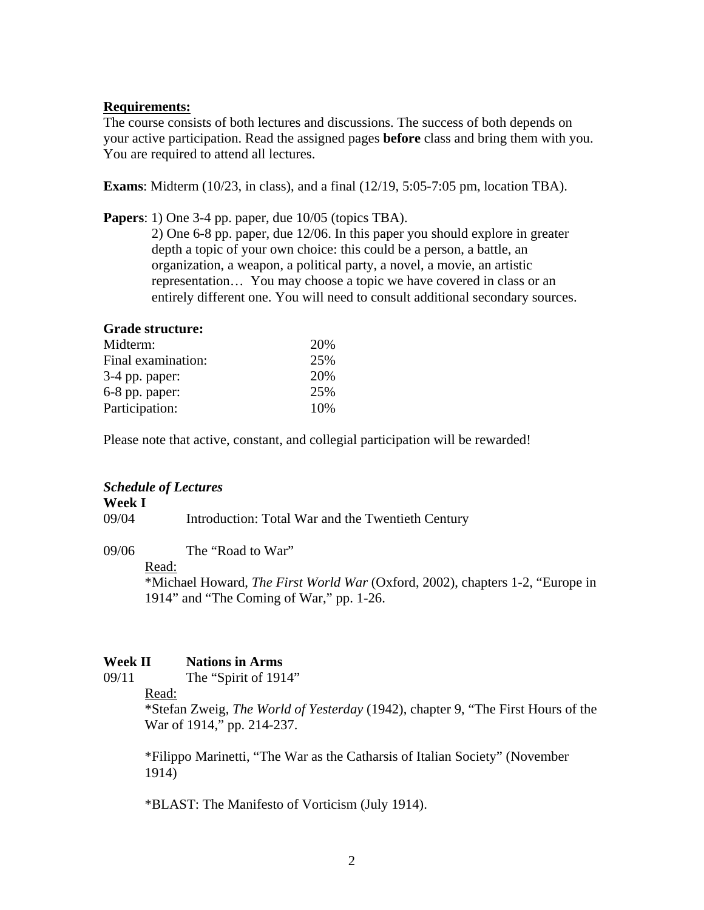**Requirements:**

The course consists of both lectures and discussions. The success of both depends on your active participation. Read the assigned pages **before** class and bring them with you. You are required to attend all lectures.

**Exams**: Midterm (10/23, in class), and a final (12/19, 5:05-7:05 pm, location TBA).

**Papers**: 1) One 3-4 pp. paper, due 10/05 (topics TBA).

2) One 6-8 pp. paper, due 12/06. In this paper you should explore in greater depth a topic of your own choice: this could be a person, a battle, an organization, a weapon, a political party, a novel, a movie, an artistic representation… You may choose a topic we have covered in class or an entirely different one. You will need to consult additional secondary sources.

**Grade structure:**

| | |
|---|---|
| Midterm: | 20% |
| Final examination: | 25% |
| 3-4 pp. paper: | 20% |
| 6-8 pp. paper: | 25% |
| Participation: | 10% |

Please note that active, constant, and collegial participation will be rewarded!

***Schedule of Lectures***

**Week I**

09/04 Introduction: Total War and the Twentieth Century

09/06 The "Road to War"

Read:

*Michael Howard, *The First World War* (Oxford, 2002), chapters 1-2, "Europe in 1914" and "The Coming of War," pp. 1-26.

**Week II Nations in Arms**

09/11 The "Spirit of 1914"

Read:

*Stefan Zweig, *The World of Yesterday* (1942), chapter 9, "The First Hours of the War of 1914," pp. 214-237.

*Filippo Marinetti, "The War as the Catharsis of Italian Society" (November 1914)

*BLAST: The Manifesto of Vorticism (July 1914).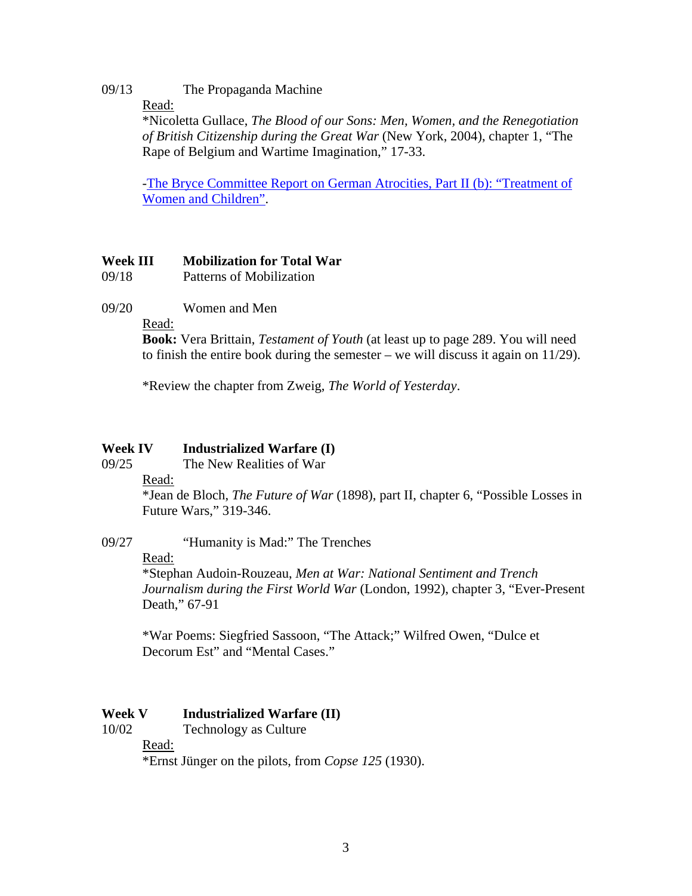09/13 The Propaganda Machine

<u>Read:</u>

*Nicoletta Gullace, *The Blood of our Sons: Men, Women, and the Renegotiation of British Citizenship during the Great War* (New York, 2004), chapter 1, "The Rape of Belgium and Wartime Imagination," 17-33.

-The Bryce Committee Report on German Atrocities, Part II (b): "Treatment of Women and Children".

### Week III Mobilization for Total War

09/18 Patterns of Mobilization

09/20 Women and Men

<u>Read:</u>

**Book:** Vera Brittain, *Testament of Youth* (at least up to page 289. You will need to finish the entire book during the semester – we will discuss it again on 11/29).

*Review the chapter from Zweig, *The World of Yesterday*.

### Week IV Industrialized Warfare (I)

09/25 The New Realities of War

<u>Read:</u>

*Jean de Bloch, *The Future of War* (1898), part II, chapter 6, "Possible Losses in Future Wars," 319-346.

09/27 "Humanity is Mad:" The Trenches

<u>Read:</u>

*Stephan Audoin-Rouzeau, *Men at War: National Sentiment and Trench Journalism during the First World War* (London, 1992), chapter 3, "Ever-Present Death," 67-91

*War Poems: Siegfried Sassoon, "The Attack;" Wilfred Owen, "Dulce et Decorum Est" and "Mental Cases."

### Week V Industrialized Warfare (II)

10/02 Technology as Culture

<u>Read:</u>

*Ernst Jünger on the pilots, from *Copse 125* (1930).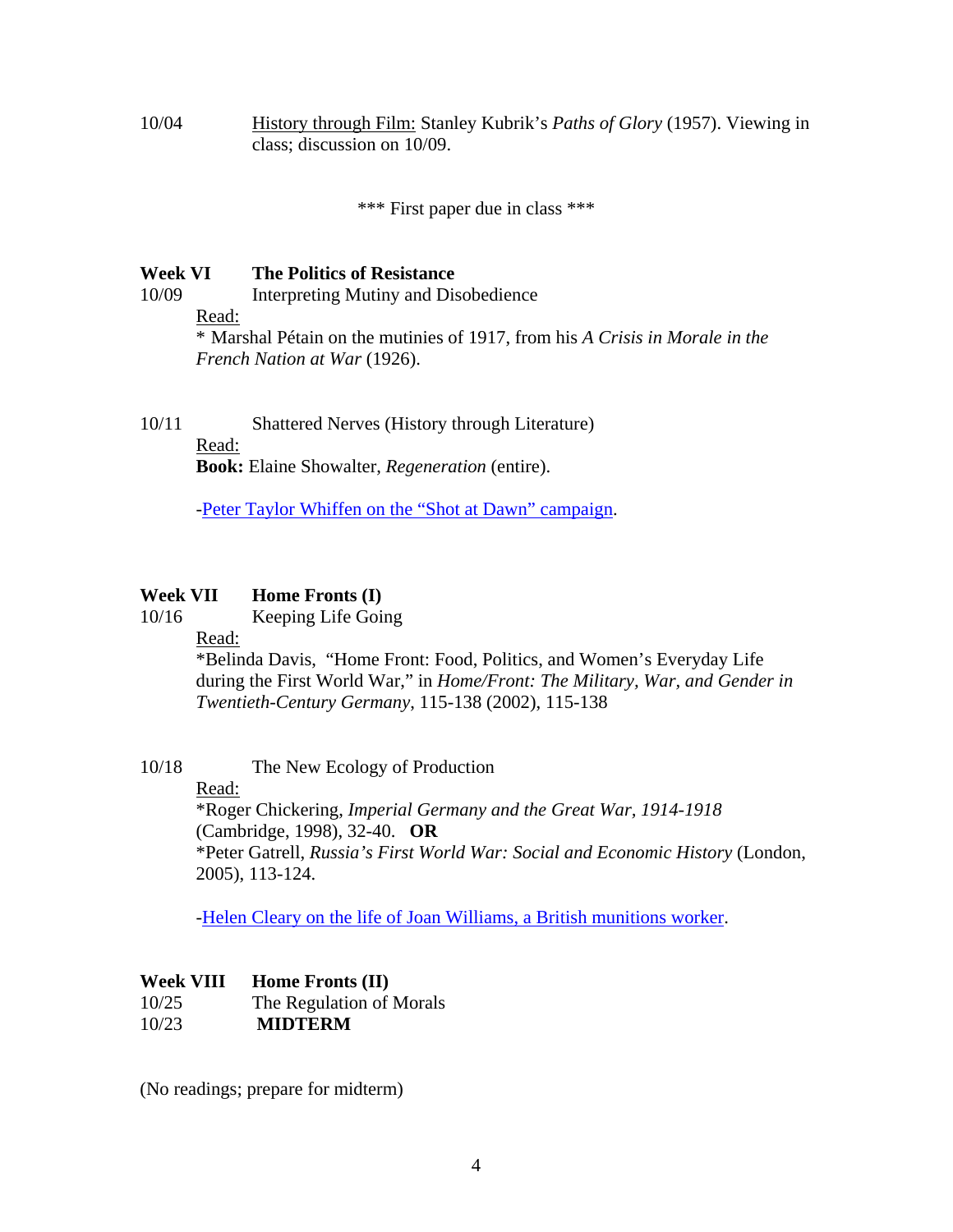10/04 [History through Film:]() Stanley Kubrick's *Paths of Glory* (1957). Viewing in class; discussion on 10/09.

*** First paper due in class ***

**Week VI The Politics of Resistance**

10/09 Interpreting Mutiny and Disobedience

Read:

* Marshal Pétain on the mutinies of 1917, from his *A Crisis in Morale in the French Nation at War* (1926).

10/11 Shattered Nerves (History through Literature)

Read:

**Book:** Elaine Showalter, *Regeneration* (entire).

-Peter Taylor Whiffen on the "Shot at Dawn" campaign.

**Week VII Home Fronts (I)**

10/16 Keeping Life Going

Read:

*Belinda Davis, "Home Front: Food, Politics, and Women's Everyday Life during the First World War," in *Home/Front: The Military, War, and Gender in Twentieth-Century Germany*, 115-138 (2002), 115-138

10/18 The New Ecology of Production

Read:

*Roger Chickering, *Imperial Germany and the Great War, 1914-1918* (Cambridge, 1998), 32-40. **OR**

*Peter Gatrell, *Russia's First World War: Social and Economic History* (London, 2005), 113-124.

-Helen Cleary on the life of Joan Williams, a British munitions worker.

**Week VIII Home Fronts (II)**

10/25 The Regulation of Morals

10/23 **MIDTERM**

(No readings; prepare for midterm)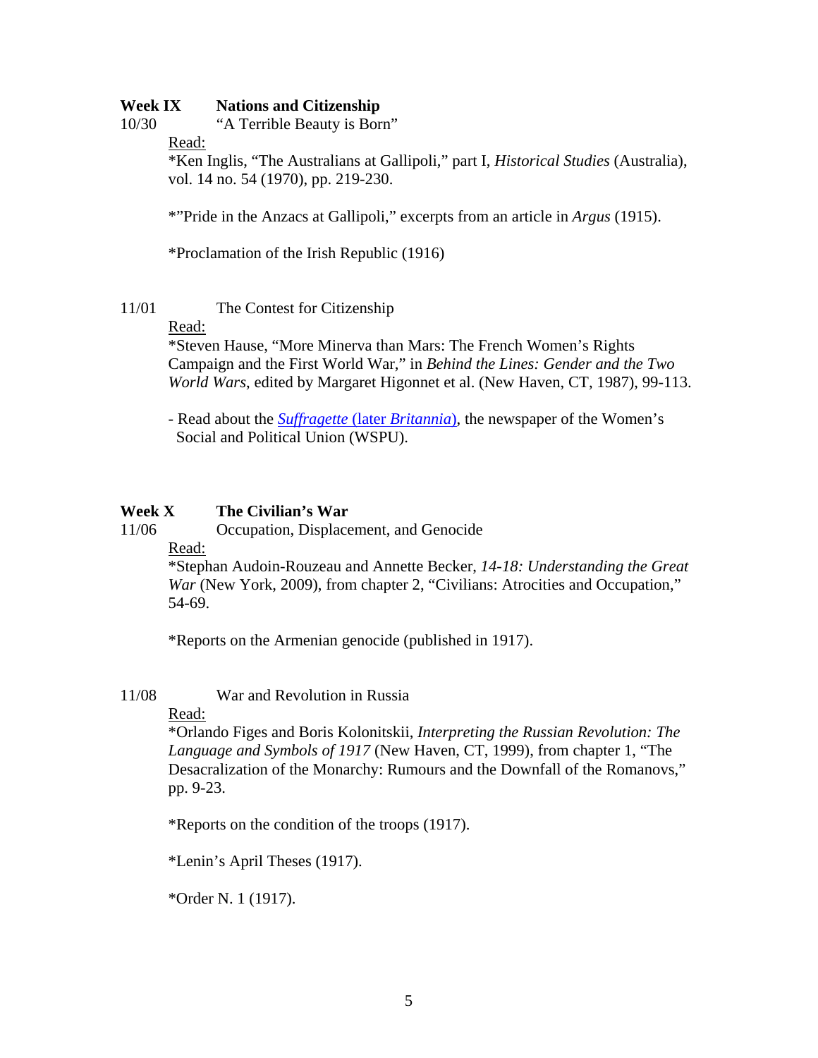**Week IX Nations and Citizenship**

10/30 "A Terrible Beauty is Born"

Read:

*Ken Inglis, "The Australians at Gallipoli," part I, *Historical Studies* (Australia), vol. 14 no. 54 (1970), pp. 219-230.

*"Pride in the Anzacs at Gallipoli," excerpts from an article in *Argus* (1915).

*Proclamation of the Irish Republic (1916)

11/01 The Contest for Citizenship

Read:

*Steven Hause, "More Minerva than Mars: The French Women's Rights Campaign and the First World War," in *Behind the Lines: Gender and the Two World Wars*, edited by Margaret Higonnet et al. (New Haven, CT, 1987), 99-113.

- Read about the *Suffragette* (later *Britannia*), the newspaper of the Women's Social and Political Union (WSPU).

**Week X The Civilian's War**

11/06 Occupation, Displacement, and Genocide

Read:

*Stephan Audoin-Rouzeau and Annette Becker, *14-18: Understanding the Great War* (New York, 2009), from chapter 2, "Civilians: Atrocities and Occupation," 54-69.

*Reports on the Armenian genocide (published in 1917).

11/08 War and Revolution in Russia

Read:

*Orlando Figes and Boris Kolonitskii, *Interpreting the Russian Revolution: The Language and Symbols of 1917* (New Haven, CT, 1999), from chapter 1, "The Desacralization of the Monarchy: Rumours and the Downfall of the Romanovs," pp. 9-23.

*Reports on the condition of the troops (1917).

*Lenin's April Theses (1917).

*Order N. 1 (1917).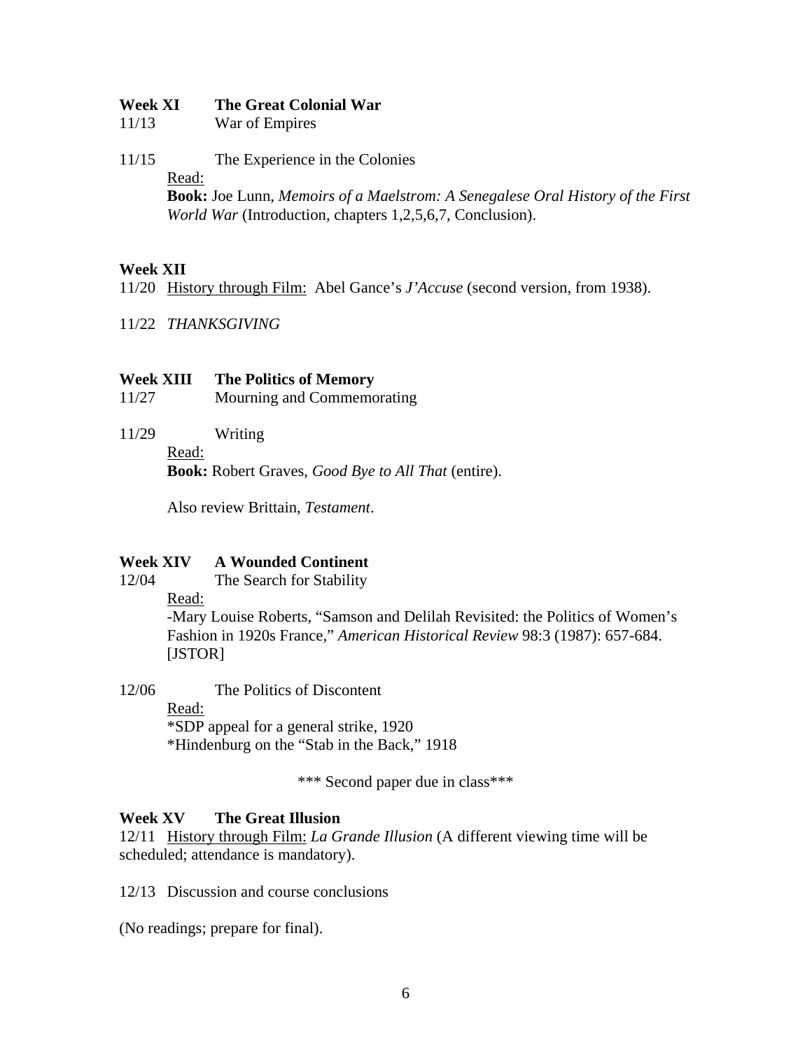**Week XI The Great Colonial War**

11/13 War of Empires

11/15 The Experience in the Colonies

Read:

**Book:** Joe Lunn, *Memoirs of a Maelstrom: A Senegalese Oral History of the First World War* (Introduction, chapters 1,2,5,6,7, Conclusion).

**Week XII**

11/20 History through Film: Abel Gance's *J'Accuse* (second version, from 1938).

11/22 *THANKSGIVING*

**Week XIII The Politics of Memory**

11/27 Mourning and Commemorating

11/29 Writing

Read:

**Book:** Robert Graves, *Good Bye to All That* (entire).

Also review Brittain, *Testament*.

**Week XIV A Wounded Continent**

12/04 The Search for Stability

Read:

-Mary Louise Roberts, "Samson and Delilah Revisited: the Politics of Women's Fashion in 1920s France," *American Historical Review* 98:3 (1987): 657-684. [JSTOR]

12/06 The Politics of Discontent

Read:

*SDP appeal for a general strike, 1920
*Hindenburg on the "Stab in the Back," 1918

*** Second paper due in class***

**Week XV The Great Illusion**

12/11 History through Film: *La Grande Illusion* (A different viewing time will be scheduled; attendance is mandatory).

12/13 Discussion and course conclusions

(No readings; prepare for final).